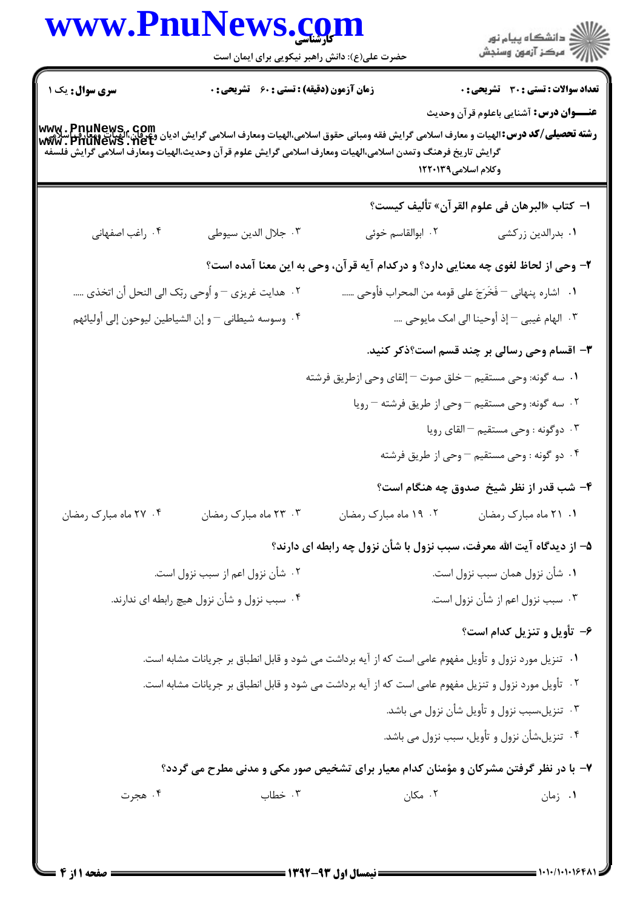**سری سوال:** یک ۱

**زمان آزمون (دقیقه) : تستی : ۶۰ تشریحی : ۰**

**تعداد سوالات : تستی : ۳۰ تشریحی : ۰**

**عنـــوان درس:** آشنایی باعلوم قرآن وحدیث

**رشته تحصیلی/کد درس:** الهیات و معارف اسلامی گرایش فقه ومبانی حقوق اسلامی،الهیات ومعارف اسلامی گرایش ادیان وعرفان،الهیات ومعارف اسلامی گرایش تاریخ فرهنگ وتمدن اسلامی،الهیات ومعارف اسلامی گرایش علوم قرآن وحدیث،الهیات ومعارف اسلامی گرایش فلسفه وکلام اسلامی۱۲۲۰۱۳۹

۱- کتاب «البرهان فی علوم القرآن» تألیف کیست؟

۱. بدرالدین زرکشی
۲. ابوالقاسم خوئی
۳. جلال الدین سیوطی
۴. راغب اصفهانی

۲- وحی از لحاظ لغوی چه معنایی دارد؟ و درکدام آیه قرآن، وحی به این معنا آمده است؟

۱. اشاره پنهانی – فَخَرَجَ علی قومه من المحراب فأوحی ......
۲. هدایت غریزی – و أوحی ربّک الی النحل أن اتخذی .....
۳. الهام غیبی – إذ أوحینا الی امک مایوحی ....
۴. وسوسه شیطانی – و إن الشیاطین لیوحون إلی أولیائهم

۳- اقسام وحی رسالی بر چند قسم است؟ذکر کنید.

۱. سه گونه: وحی مستقیم – خلق صوت – إلقای وحی ازطریق فرشته
۲. سه گونه: وحی مستقیم – وحی از طریق فرشته – رویا
۳. دوگونه : وحی مستقیم – القای رویا
۴. دو گونه : وحی مستقیم – وحی از طریق فرشته

۴- شب قدر از نظر شیخ صدوق چه هنگام است؟

۱. ۲۱ ماه مبارک رمضان
۲. ۱۹ ماه مبارک رمضان
۳. ۲۳ ماه مبارک رمضان
۴. ۲۷ ماه مبارک رمضان

۵- از دیدگاه آیت الله معرفت، سبب نزول با شأن نزول چه رابطه ای دارند؟

۱. شأن نزول همان سبب نزول است.
۲. شأن نزول اعم از سبب نزول است.
۳. سبب نزول اعم از شأن نزول است.
۴. سبب نزول و شأن نزول هیچ رابطه ای ندارند.

۶- تأویل و تنزیل کدام است؟

۱. تنزیل مورد نزول و تأویل مفهوم عامی است که از آیه برداشت می شود و قابل انطباق بر جریانات مشابه است.
۲. تأویل مورد نزول و تنزیل مفهوم عامی است که از آیه برداشت می شود و قابل انطباق بر جریانات مشابه است.
۳. تنزیل،سبب نزول و تأویل شأن نزول می باشد.
۴. تنزیل،شأن نزول و تأویل، سبب نزول می باشد.

۷- با در نظر گرفتن مشرکان و مؤمنان کدام معیار برای تشخیص صور مکی و مدنی مطرح می گردد؟

۱. زمان
۲. مکان
۳. خطاب
۴. هجرت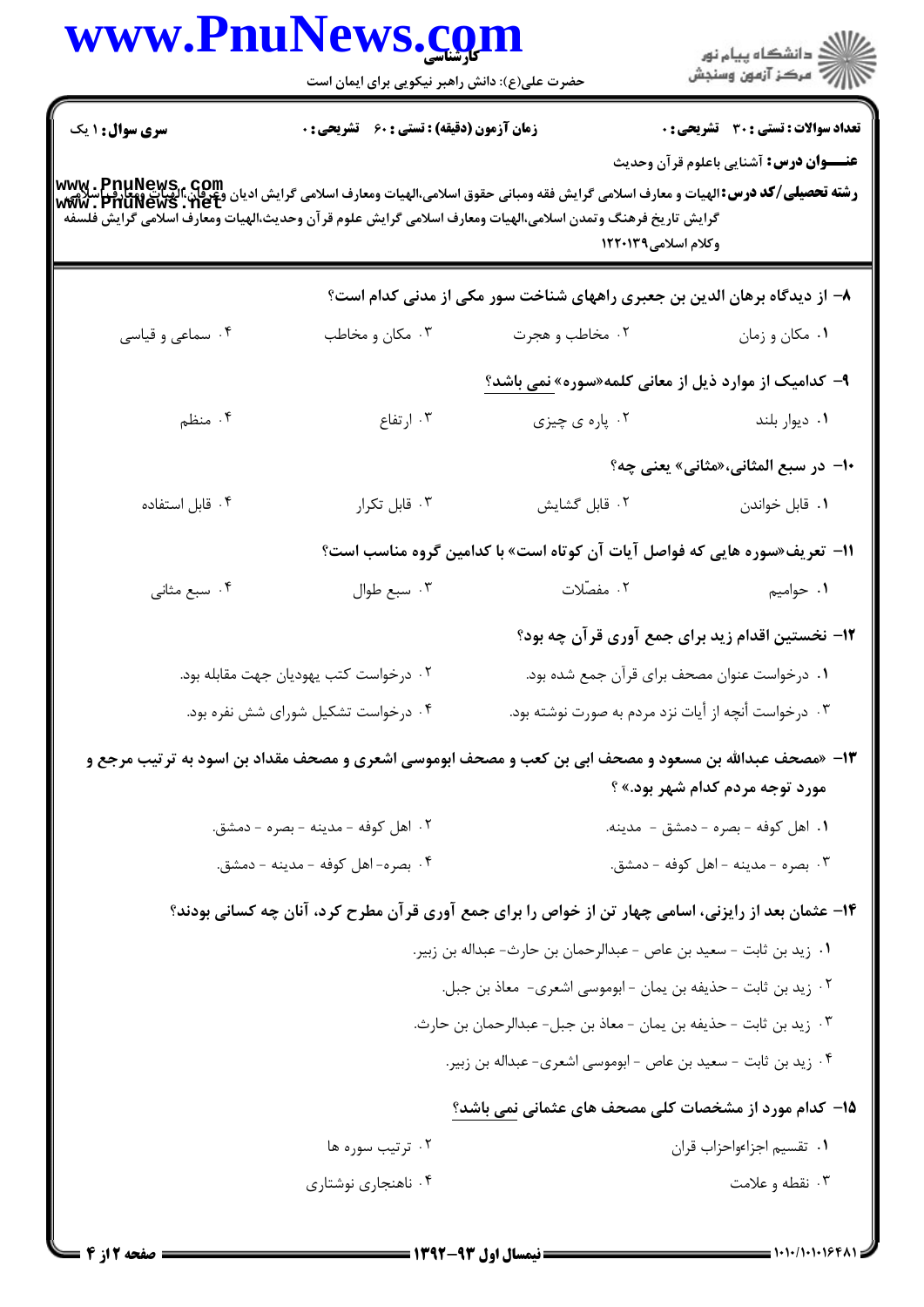**سری سوال:** ۱ یک | **زمان آزمون (دقیقه) : تستی :** ۶۰ **تشریحی :** ۰ | **تعداد سوالات : تستی :** ۳۰ **تشریحی :** ۰

**عنـــوان درس:** آشنایی باعلوم قرآن وحدیث

**رشته تحصیلی/کد درس:** الهیات و معارف اسلامی گرایش فقه ومبانی حقوق اسلامی،الهیات ومعارف اسلامی گرایش ادیان وعرفان،الهیات ومعارف اسلامی گرایش تاریخ فرهنگ وتمدن اسلامی،الهیات ومعارف اسلامی گرایش علوم قرآن وحدیث،الهیات ومعارف اسلامی گرایش فلسفه وکلام اسلامی۱۲۲۰۱۳۹

**۸- از دیدگاه برهان الدین بن جعبری راههای شناخت سور مکی از مدنی کدام است؟**

۱. مکان و زمان
۲. مخاطب و هجرت
۳. مکان و مخاطب
۴. سماعی و قیاسی

**۹- کدامیک از موارد ذیل از معانی کلمه«سوره» نمی باشد؟**

۱. دیوار بلند
۲. پاره ی چیزی
۳. ارتفاع
۴. منظم

**۱۰- در سبع المثانی،«مثانی» یعنی چه؟**

۱. قابل خواندن
۲. قابل گشایش
۳. قابل تکرار
۴. قابل استفاده

**۱۱- تعریف«سوره هایی که فواصل آیات آن کوتاه است» با کدامین گروه مناسب است؟**

۱. حوامیم
۲. مفصّلات
۳. سبع طوال
۴. سبع مثانی

**۱۲- نخستین اقدام زید برای جمع آوری قرآن چه بود؟**

۱. درخواست عنوان مصحف برای قرآن جمع شده بود.
۲. درخواست کتب یهودیان جهت مقابله بود.
۳. درخواست أنچه از أیات نزد مردم به صورت نوشته بود.
۴. درخواست تشکیل شورای شش نفره بود.

**۱۳- «مصحف عبدالله بن مسعود و مصحف ابی بن کعب و مصحف ابوموسی اشعری و مصحف مقداد بن اسود به ترتیب مرجع و مورد توجه مردم کدام شهر بود.» ؟**

۱. اهل کوفه - بصره - دمشق - مدینه.
۲. اهل کوفه - مدینه - بصره - دمشق.
۳. بصره - مدینه - اهل کوفه - دمشق.
۴. بصره- اهل کوفه - مدینه - دمشق.

**۱۴- عثمان بعد از رایزنی، اسامی چهار تن از خواص را برای جمع آوری قرآن مطرح کرد، آنان چه کسانی بودند؟**

۱. زید بن ثابت - سعید بن عاص - عبدالرحمان بن حارث- عبداله بن زبیر.
۲. زید بن ثابت - حذیفه بن یمان - ابوموسی اشعری- معاذ بن جبل.
۳. زید بن ثابت - حذیفه بن یمان - معاذ بن جبل- عبدالرحمان بن حارث.
۴. زید بن ثابت - سعید بن عاص - ابوموسی اشعری- عبداله بن زبیر.

**۱۵- کدام مورد از مشخصات کلی مصحف های عثمانی نمی باشد؟**

۱. تقسیم اجزاءواحزاب قران
۲. ترتیب سوره ها
۳. نقطه و علامت
۴. ناهنجاری نوشتاری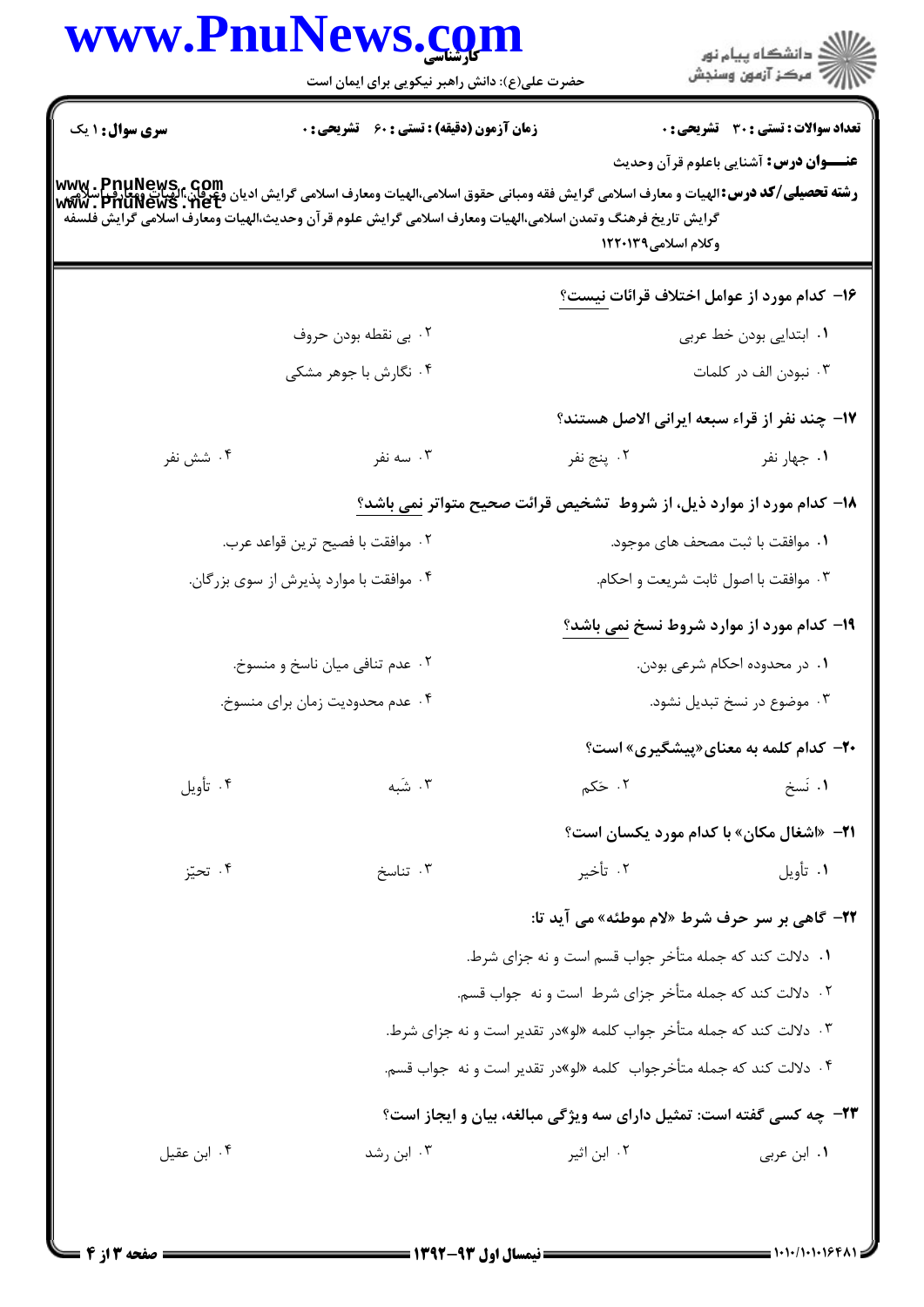**سری سؤال:** ۱ یک | **زمان آزمون (دقیقه) : تستی :** ۶۰ **تشریحی :** ۰ | **تعداد سوالات : تستی :** ۳۰ **تشریحی :** ۰

**عنـــوان درس:** آشنایی باعلوم قرآن وحدیث

**رشته تحصیلی/کد درس:** الهیات و معارف اسلامی گرایش فقه ومبانی حقوق اسلامی،الهیات ومعارف اسلامی گرایش ادیان وعرفان،الهیات ومعارف اسلامی گرایش تاریخ فرهنگ وتمدن اسلامی،الهیات ومعارف اسلامی گرایش علوم قرآن وحدیث،الهیات ومعارف اسلامی گرایش فلسفه وکلام اسلامی۱۲۲۰۱۳۹

۱۶- کدام مورد از عوامل اختلاف قرائات نیست؟

۱. ابتدایی بودن خط عربی

۲. بی نقطه بودن حروف

۳. نبودن الف در کلمات

۴. نگارش با جوهر مشکی

۱۷- چند نفر از قراء سبعه ایرانی الاصل هستند؟

۱. چهار نفر

۲. پنج نفر

۳. سه نفر

۴. شش نفر

۱۸- کدام مورد از موارد ذیل، از شروط تشخیص قرائت صحیح متواتر نمی باشد؟

۱. موافقت با ثبت مصحف های موجود.

۲. موافقت با فصیح ترین قواعد عرب.

۳. موافقت با اصول ثابت شریعت و احکام.

۴. موافقت با موارد پذیرش از سوی بزرگان.

۱۹- کدام مورد از موارد شروط نسخ نمی باشد؟

۱. در محدوده احکام شرعی بودن.

۲. عدم تنافی میان ناسخ و منسوخ.

۳. موضوع در نسخ تبدیل نشود.

۴. عدم محدودیت زمان برای منسوخ.

۲۰- کدام کلمه به معنای«پیشگیری» است؟

۱. نَسخ

۲. حَکم

۳. شَبه

۴. تأویل

۲۱- «اشغال مکان» با کدام مورد یکسان است؟

۱. تأویل

۲. تأخیر

۳. تناسخ

۴. تحیّز

۲۲- گاهی بر سر حرف شرط «لام موطئه» می آید تا:

۱. دلالت کند که جمله متأخر جواب قسم است و نه جزای شرط.

۲. دلالت کند که جمله متأخر جزای شرط است و نه جواب قسم.

۳. دلالت کند که جمله متأخر جواب کلمه «لو»در تقدیر است و نه جزای شرط.

۴. دلالت کند که جمله متأخرجواب کلمه «لو»در تقدیر است و نه جواب قسم.

۲۳- چه کسی گفته است: تمثیل دارای سه ویژگی مبالغه، بیان و ایجاز است؟

۱. ابن عربی

۲. ابن اثیر

۳. ابن رشد

۴. ابن عقیل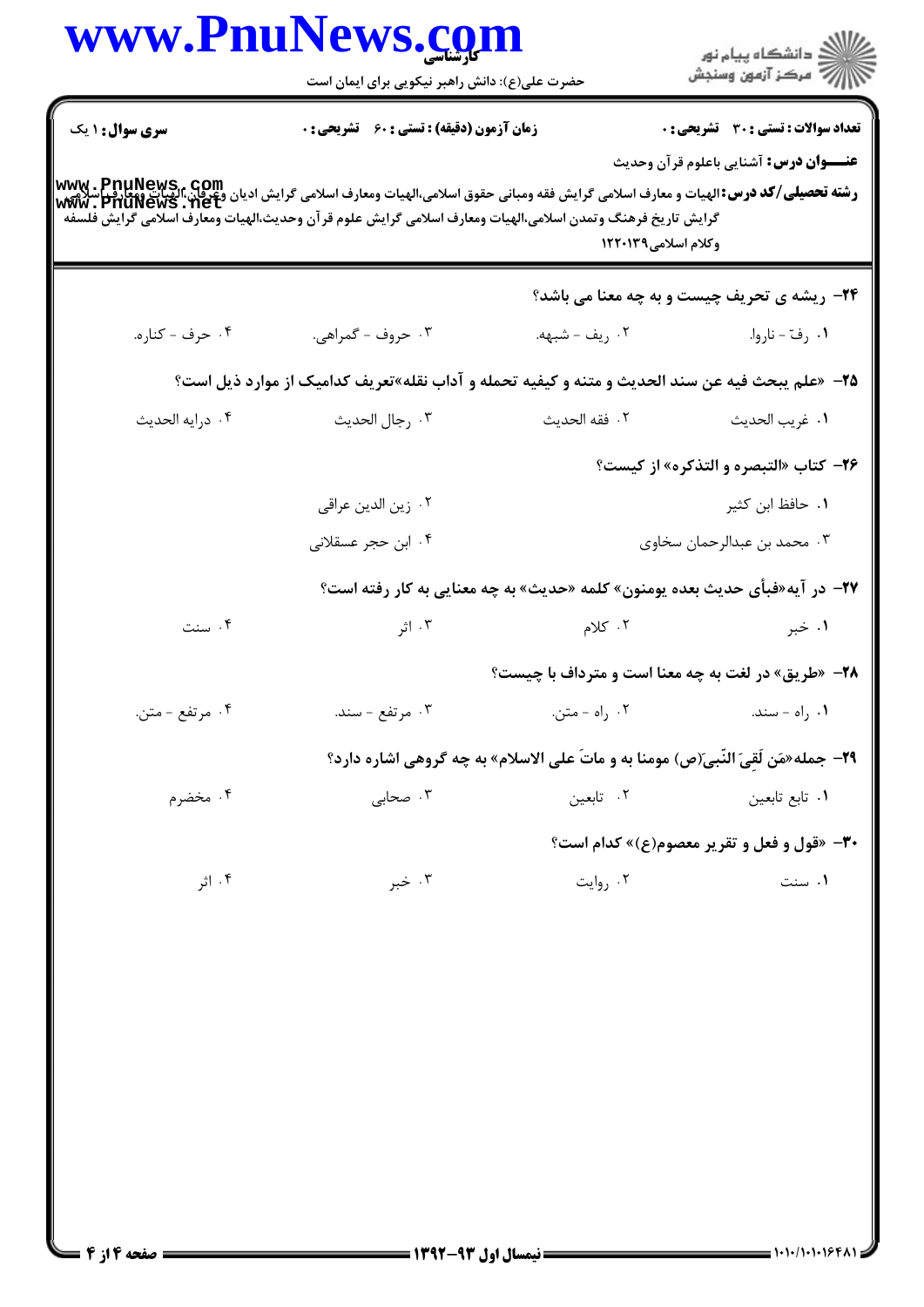**سری سوال:** ۱ یک

**زمان آزمون (دقیقه) : تستی : ۶۰ تشریحی : ۰**

**تعداد سوالات : تستی : ۳۰ تشریحی : ۰**

**عنـــوان درس:** آشنایی باعلوم قرآن وحدیث

**رشته تحصیلی/کد درس:** الهیات و معارف اسلامی گرایش فقه ومبانی حقوق اسلامی،الهیات ومعارف اسلامی گرایش ادیان وعرفان،الهیات ومعارف اسلامی گرایش تاریخ فرهنگ وتمدن اسلامی،الهیات ومعارف اسلامی گرایش علوم قرآن وحدیث،الهیات ومعارف اسلامی گرایش فلسفه وکلام اسلامی۱۲۲۰۱۳۹

۲۴- ریشه ی تحریف چیست و به چه معنا می باشد؟

۱. رفّ - ناروا.
۲. ریف - شبهه.
۳. حروف - گمراهی.
۴. حرف - کناره.

۲۵- «علم یبحث فیه عن سند الحدیث و متنه و کیفیه تحمله و آداب نقله»تعریف کدامیک از موارد ذیل است؟

۱. غریب الحدیث
۲. فقه الحدیث
۳. رجال الحدیث
۴. درایه الحدیث

۲۶- کتاب «التبصره و التذکره» از کیست؟

۱. حافظ ابن کثیر
۲. زین الدین عراقی
۳. محمد بن عبدالرحمان سخاوی
۴. ابن حجر عسقلانی

۲۷- در آیه«فبأی حدیث بعده یومنون» کلمه «حدیث» به چه معنایی به کار رفته است؟

۱. خبر
۲. کلام
۳. اثر
۴. سنت

۲۸- «طریق» در لغت به چه معنا است و مترداف با چیست؟

۱. راه - سند.
۲. راه - متن.
۳. مرتفع - سند.
۴. مرتفع - متن.

۲۹- جمله«مَن لَقِیَ النّبیَ(ص) مومنا به و ماتَ علی الاسلام» به چه گروهی اشاره دارد؟

۱. تابع تابعین
۲. تابعین
۳. صحابی
۴. مخضرم

۳۰- «قول و فعل و تقریر معصوم(ع)» کدام است؟

۱. سنت
۲. روایت
۳. خبر
۴. اثر